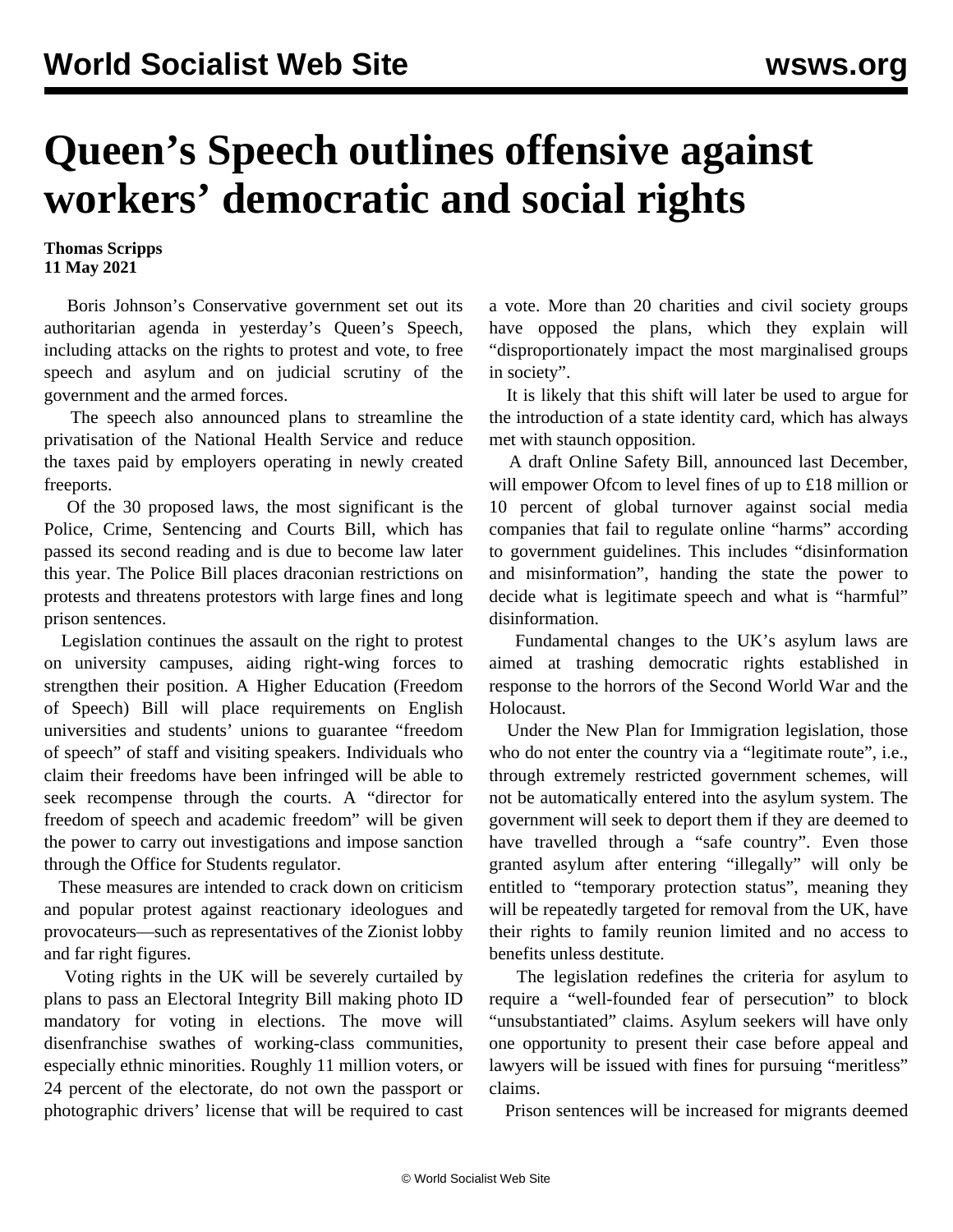# Queen's Speech outlines offensive against workers' democratic and social rights

**Thomas Scripps**
**11 May 2021**

Boris Johnson's Conservative government set out its authoritarian agenda in yesterday's Queen's Speech, including attacks on the rights to protest and vote, to free speech and asylum and on judicial scrutiny of the government and the armed forces.

The speech also announced plans to streamline the privatisation of the National Health Service and reduce the taxes paid by employers operating in newly created freeports.

Of the 30 proposed laws, the most significant is the Police, Crime, Sentencing and Courts Bill, which has passed its second reading and is due to become law later this year. The Police Bill places draconian restrictions on protests and threatens protestors with large fines and long prison sentences.

Legislation continues the assault on the right to protest on university campuses, aiding right-wing forces to strengthen their position. A Higher Education (Freedom of Speech) Bill will place requirements on English universities and students' unions to guarantee "freedom of speech" of staff and visiting speakers. Individuals who claim their freedoms have been infringed will be able to seek recompense through the courts. A "director for freedom of speech and academic freedom" will be given the power to carry out investigations and impose sanction through the Office for Students regulator.

These measures are intended to crack down on criticism and popular protest against reactionary ideologues and provocateurs—such as representatives of the Zionist lobby and far right figures.

Voting rights in the UK will be severely curtailed by plans to pass an Electoral Integrity Bill making photo ID mandatory for voting in elections. The move will disenfranchise swathes of working-class communities, especially ethnic minorities. Roughly 11 million voters, or 24 percent of the electorate, do not own the passport or photographic drivers' license that will be required to cast a vote. More than 20 charities and civil society groups have opposed the plans, which they explain will "disproportionately impact the most marginalised groups in society".

It is likely that this shift will later be used to argue for the introduction of a state identity card, which has always met with staunch opposition.

A draft Online Safety Bill, announced last December, will empower Ofcom to level fines of up to £18 million or 10 percent of global turnover against social media companies that fail to regulate online "harms" according to government guidelines. This includes "disinformation and misinformation", handing the state the power to decide what is legitimate speech and what is "harmful" disinformation.

Fundamental changes to the UK's asylum laws are aimed at trashing democratic rights established in response to the horrors of the Second World War and the Holocaust.

Under the New Plan for Immigration legislation, those who do not enter the country via a "legitimate route", i.e., through extremely restricted government schemes, will not be automatically entered into the asylum system. The government will seek to deport them if they are deemed to have travelled through a "safe country". Even those granted asylum after entering "illegally" will only be entitled to "temporary protection status", meaning they will be repeatedly targeted for removal from the UK, have their rights to family reunion limited and no access to benefits unless destitute.

The legislation redefines the criteria for asylum to require a "well-founded fear of persecution" to block "unsubstantiated" claims. Asylum seekers will have only one opportunity to present their case before appeal and lawyers will be issued with fines for pursuing "meritless" claims.

Prison sentences will be increased for migrants deemed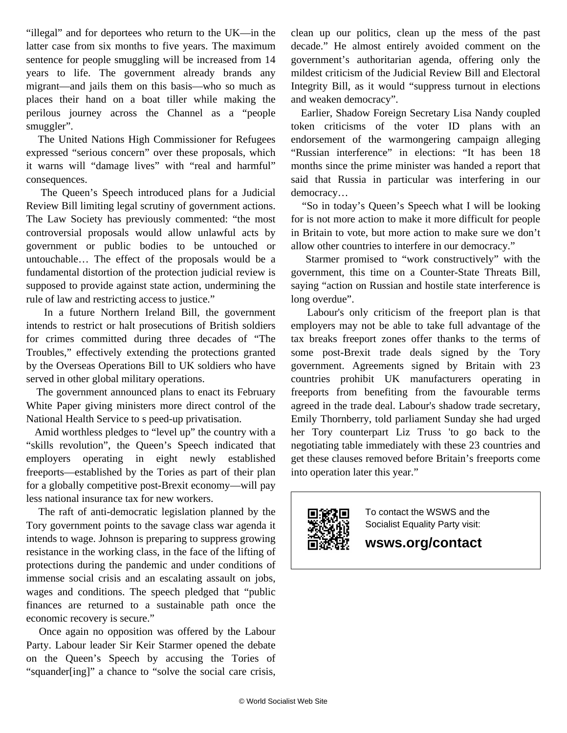"illegal" and for deportees who return to the UK—in the latter case from six months to five years. The maximum sentence for people smuggling will be increased from 14 years to life. The government already brands any migrant—and jails them on this basis—who so much as places their hand on a boat tiller while making the perilous journey across the Channel as a "people smuggler".

The United Nations High Commissioner for Refugees expressed "serious concern" over these proposals, which it warns will "damage lives" with "real and harmful" consequences.

The Queen's Speech introduced plans for a Judicial Review Bill limiting legal scrutiny of government actions. The Law Society has previously commented: "the most controversial proposals would allow unlawful acts by government or public bodies to be untouched or untouchable… The effect of the proposals would be a fundamental distortion of the protection judicial review is supposed to provide against state action, undermining the rule of law and restricting access to justice."

In a future Northern Ireland Bill, the government intends to restrict or halt prosecutions of British soldiers for crimes committed during three decades of "The Troubles," effectively extending the protections granted by the Overseas Operations Bill to UK soldiers who have served in other global military operations.

The government announced plans to enact its February White Paper giving ministers more direct control of the National Health Service to s peed-up privatisation.

Amid worthless pledges to "level up" the country with a "skills revolution", the Queen's Speech indicated that employers operating in eight newly established freeports—established by the Tories as part of their plan for a globally competitive post-Brexit economy—will pay less national insurance tax for new workers.

The raft of anti-democratic legislation planned by the Tory government points to the savage class war agenda it intends to wage. Johnson is preparing to suppress growing resistance in the working class, in the face of the lifting of protections during the pandemic and under conditions of immense social crisis and an escalating assault on jobs, wages and conditions. The speech pledged that "public finances are returned to a sustainable path once the economic recovery is secure."

Once again no opposition was offered by the Labour Party. Labour leader Sir Keir Starmer opened the debate on the Queen's Speech by accusing the Tories of "squander[ing]" a chance to "solve the social care crisis, clean up our politics, clean up the mess of the past decade." He almost entirely avoided comment on the government's authoritarian agenda, offering only the mildest criticism of the Judicial Review Bill and Electoral Integrity Bill, as it would "suppress turnout in elections and weaken democracy".

Earlier, Shadow Foreign Secretary Lisa Nandy coupled token criticisms of the voter ID plans with an endorsement of the warmongering campaign alleging "Russian interference" in elections: "It has been 18 months since the prime minister was handed a report that said that Russia in particular was interfering in our democracy…

"So in today's Queen's Speech what I will be looking for is not more action to make it more difficult for people in Britain to vote, but more action to make sure we don't allow other countries to interfere in our democracy."

Starmer promised to "work constructively" with the government, this time on a Counter-State Threats Bill, saying "action on Russian and hostile state interference is long overdue".

Labour's only criticism of the freeport plan is that employers may not be able to take full advantage of the tax breaks freeport zones offer thanks to the terms of some post-Brexit trade deals signed by the Tory government. Agreements signed by Britain with 23 countries prohibit UK manufacturers operating in freeports from benefiting from the favourable terms agreed in the trade deal. Labour's shadow trade secretary, Emily Thornberry, told parliament Sunday she had urged her Tory counterpart Liz Truss 'to go back to the negotiating table immediately with these 23 countries and get these clauses removed before Britain's freeports come into operation later this year."

To contact the WSWS and the Socialist Equality Party visit:

**wsws.org/contact**